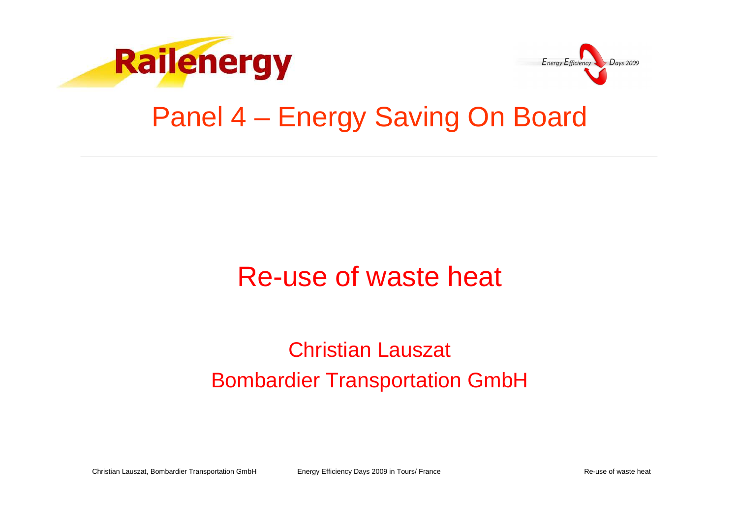# Panel 4 – Energy Saving On Board

## Re-use of waste heat

Christian Lauszat
Bombardier Transportation GmbH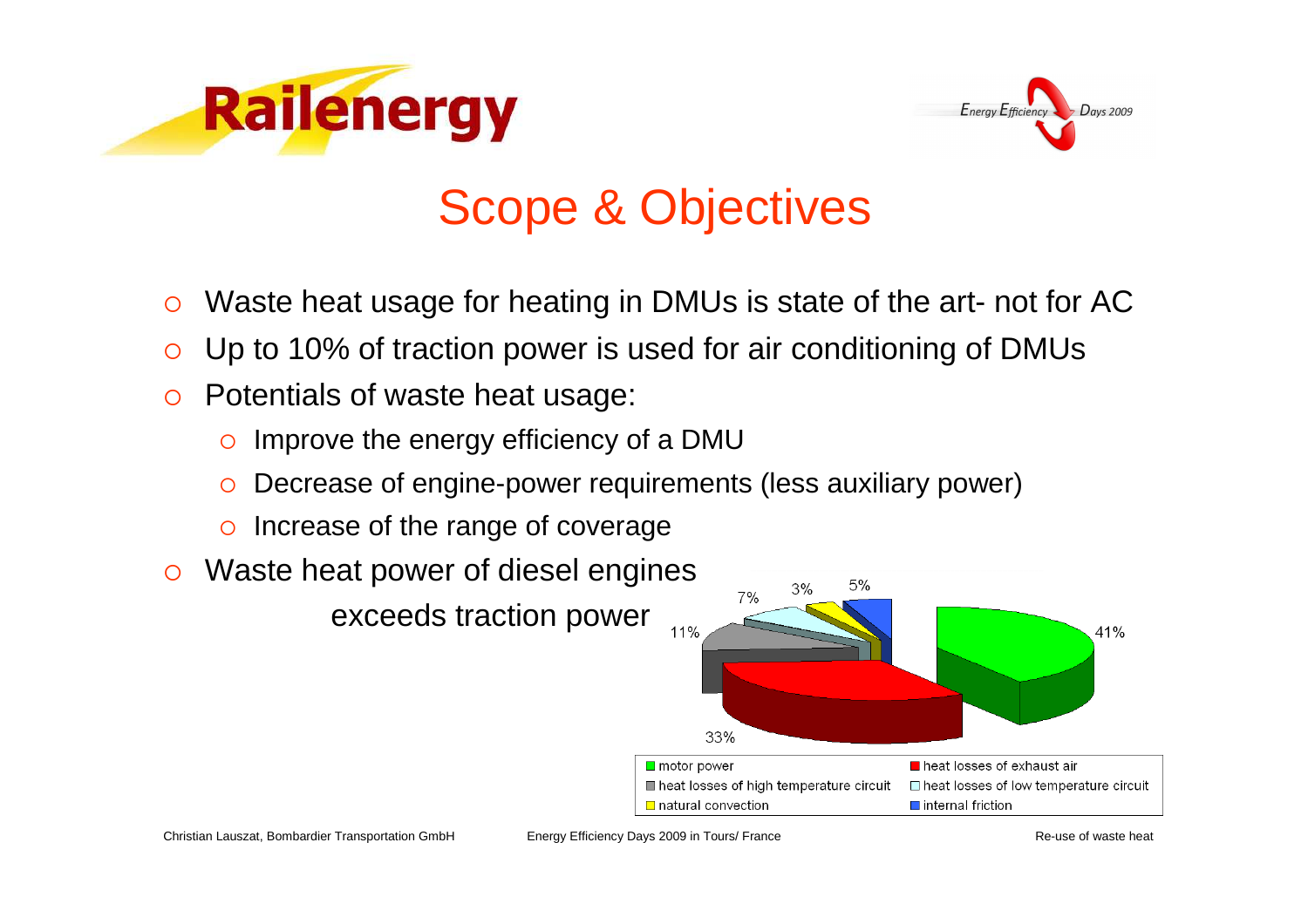# Scope & Objectives

- Waste heat usage for heating in DMUs is state of the art- not for AC
- Up to 10% of traction power is used for air conditioning of DMUs
- Potentials of waste heat usage:
  - Improve the energy efficiency of a DMU
  - Decrease of engine-power requirements (less auxiliary power)
  - Increase of the range of coverage
- Waste heat power of diesel engines exceeds traction power

| Component | Share |
| --- | --- |
| motor power | 41% |
| heat losses of exhaust air | 33% |
| heat losses of high temperature circuit | 11% |
| heat losses of low temperature circuit | 7% |
| natural convection | 3% |
| internal friction | 5% |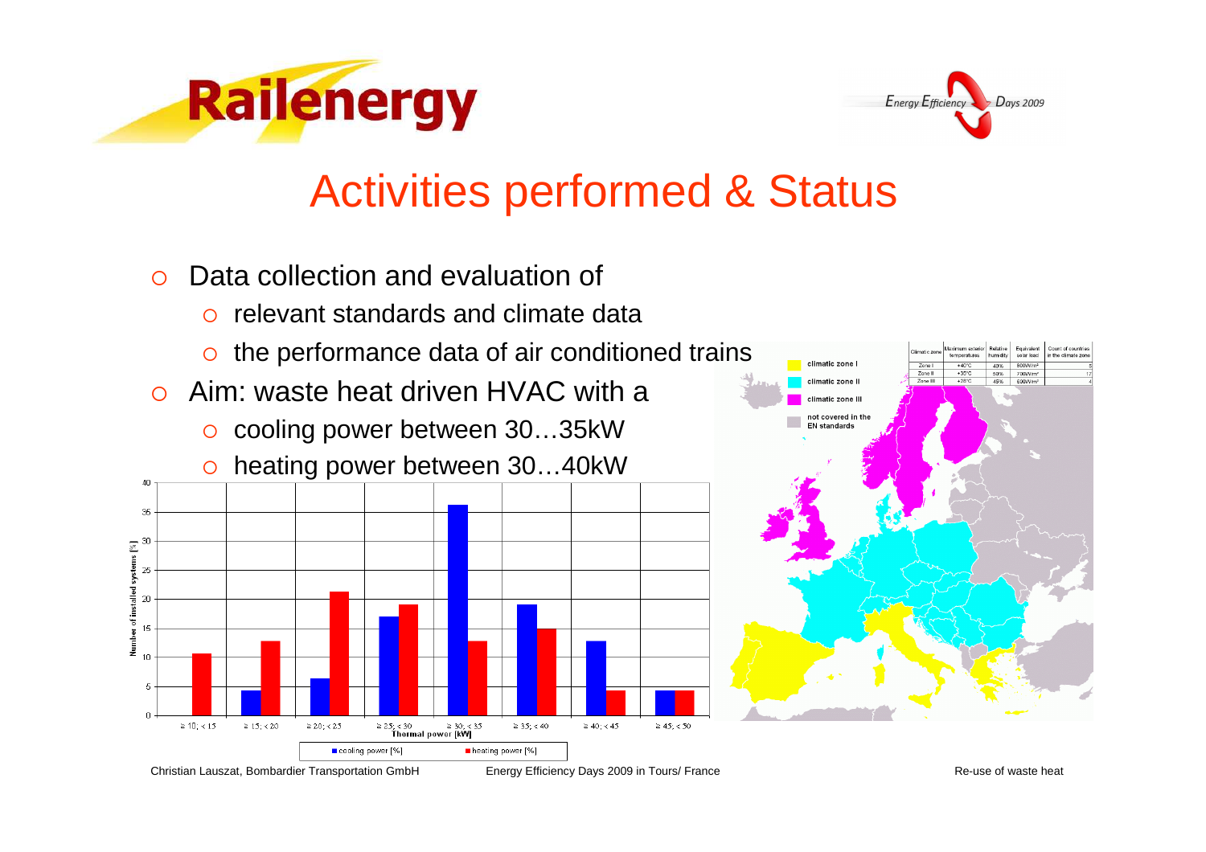# Activities performed & Status

- Data collection and evaluation of
  - relevant standards and climate data
  - the performance data of air conditioned trains
- Aim: waste heat driven HVAC with a
  - cooling power between 30…35kW
  - heating power between 30…40kW

| Climatic zone | Maximum exterior temperatures | Relative humidity | Equivalent solar load | Count of countries in the climate zone |
| --- | --- | --- | --- | --- |
| Zone I | +40°C | 40% | 800W/m² | 5 |
| Zone II | +35°C | 50% | 700W/m² | 17 |
| Zone III | +28°C | 45% | 600W/m² | 4 |

- climatic zone I
- climatic zone II
- climatic zone III
- not covered in the EN standards

| Thermal power [kW] | cooling power [%] | heating power [%] |
| --- | --- | --- |
| ≥ 10; < 15 | | 10.6 |
| ≥ 15; < 20 | 4.3 | 12.8 |
| ≥ 20; < 25 | 6.4 | 21.3 |
| ≥ 25; < 30 | 17.0 | 19.1 |
| ≥ 30; < 35 | 36.2 | 12.8 |
| ≥ 35; < 40 | 19.1 | 14.9 |
| ≥ 40; < 45 | 12.8 | 4.3 |
| ≥ 45; < 50 | 4.3 | 4.3 |

Y-axis: Number of installed systems [%]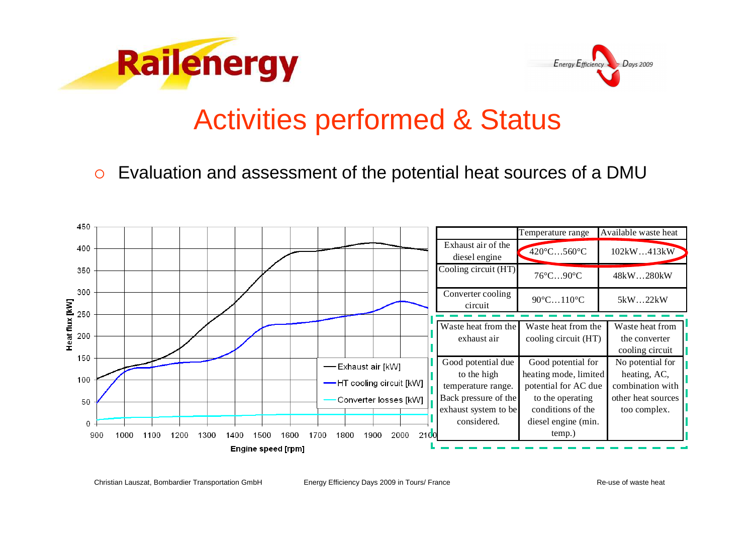# Activities performed & Status

- Evaluation and assessment of the potential heat sources of a DMU

| | Temperature range | Available waste heat |
|---|---|---|
| Exhaust air of the diesel engine | 420°C…560°C | 102kW…413kW |
| Cooling circuit (HT) | 76°C…90°C | 48kW…280kW |
| Converter cooling circuit | 90°C…110°C | 5kW…22kW |

| Waste heat from the exhaust air | Waste heat from the cooling circuit (HT) | Waste heat from the converter cooling circuit |
|---|---|---|
| Good potential due to the high temperature range. Back pressure of the exhaust system to be considered. | Good potential for heating mode, limited potential for AC due to the operating conditions of the diesel engine (min. temp.) | No potential for heating, AC, combination with other heat sources too complex. |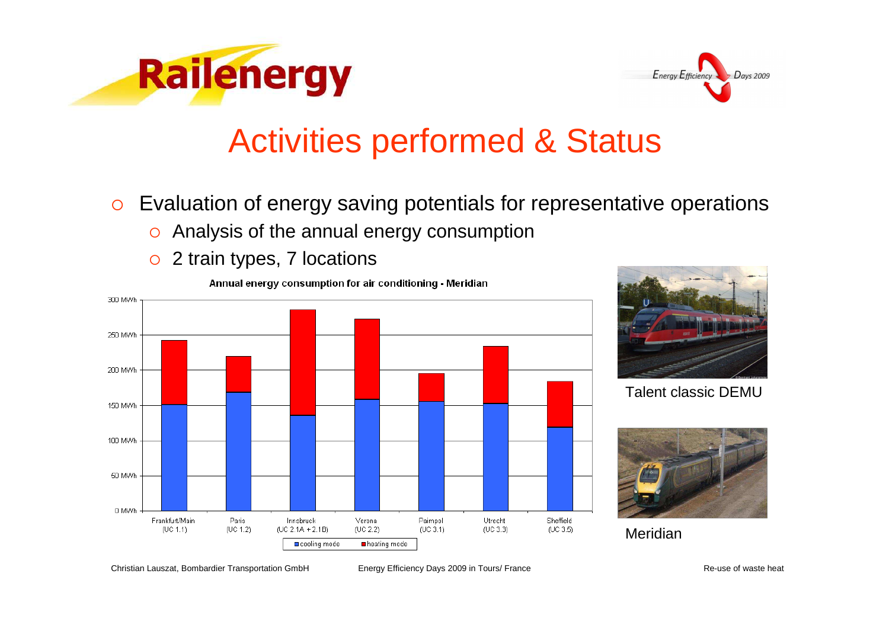# Activities performed & Status

- Evaluation of energy saving potentials for representative operations
  - Analysis of the annual energy consumption
  - 2 train types, 7 locations

**Annual energy consumption for air conditioning - Meridian**

Frankfurt/Main (UC 1.1) | Paris (UC 1.2) | Innsbruck (UC 2.1A + 2.1B) | Verona (UC 2.2) | Paimpol (UC 3.1) | Utrecht (UC 3.3) | Sheffield (UC 3.5)

0 MWh – 50 MWh – 100 MWh – 150 MWh – 200 MWh – 250 MWh – 300 MWh

cooling mode | heating mode

Talent classic DEMU

Meridian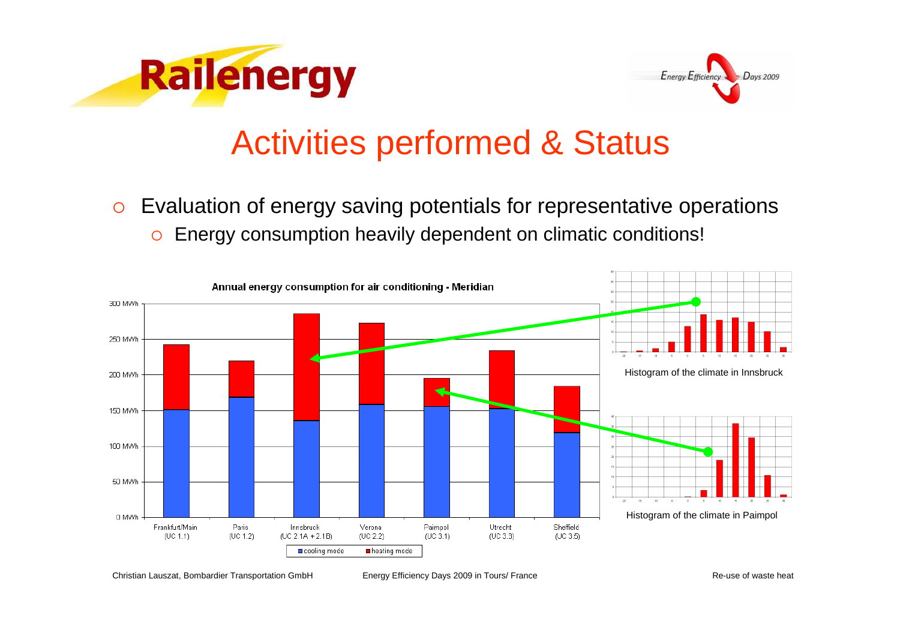# Activities performed & Status

- Evaluation of energy saving potentials for representative operations
  - Energy consumption heavily dependent on climatic conditions!

Annual energy consumption for air conditioning - Meridian

Histogram of the climate in Innsbruck

Histogram of the climate in Paimpol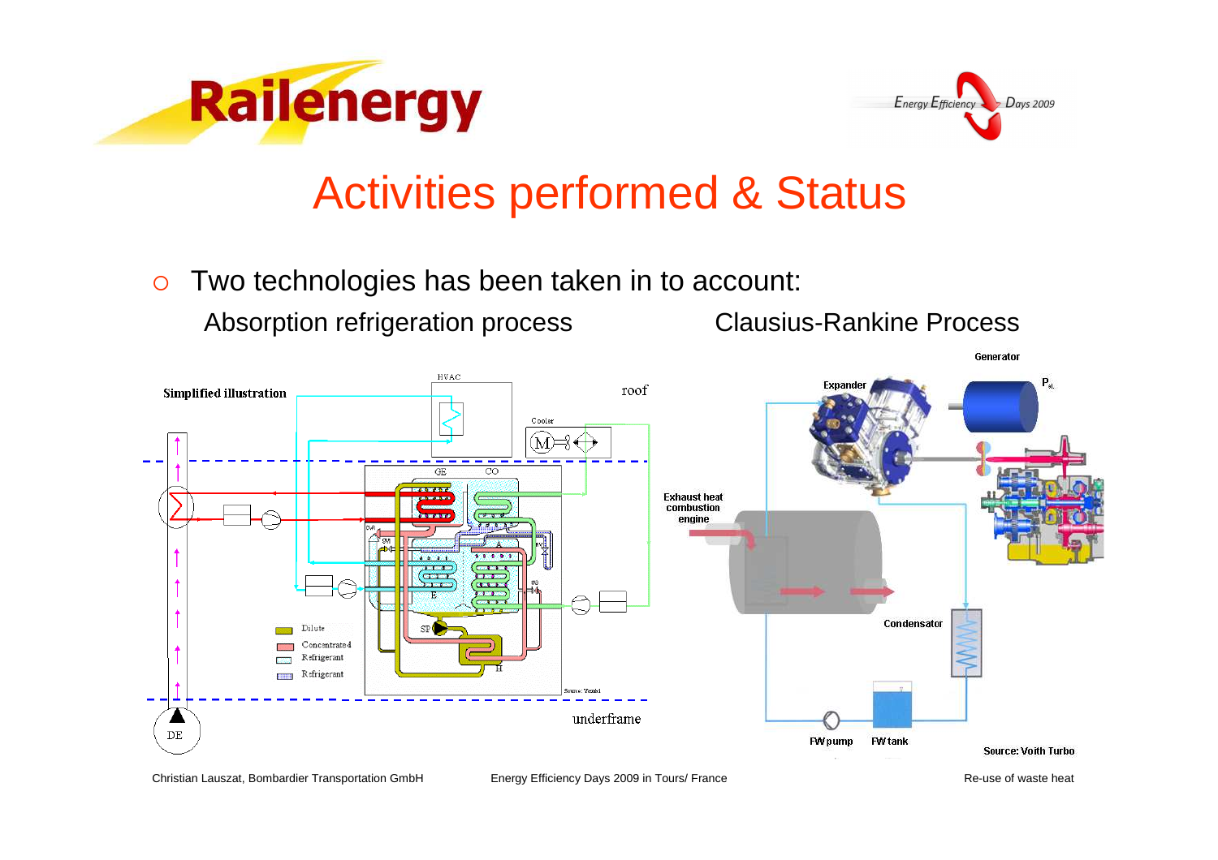# Activities performed & Status

- Two technologies has been taken in to account:

  Absorption refrigeration process

  Clausius-Rankine Process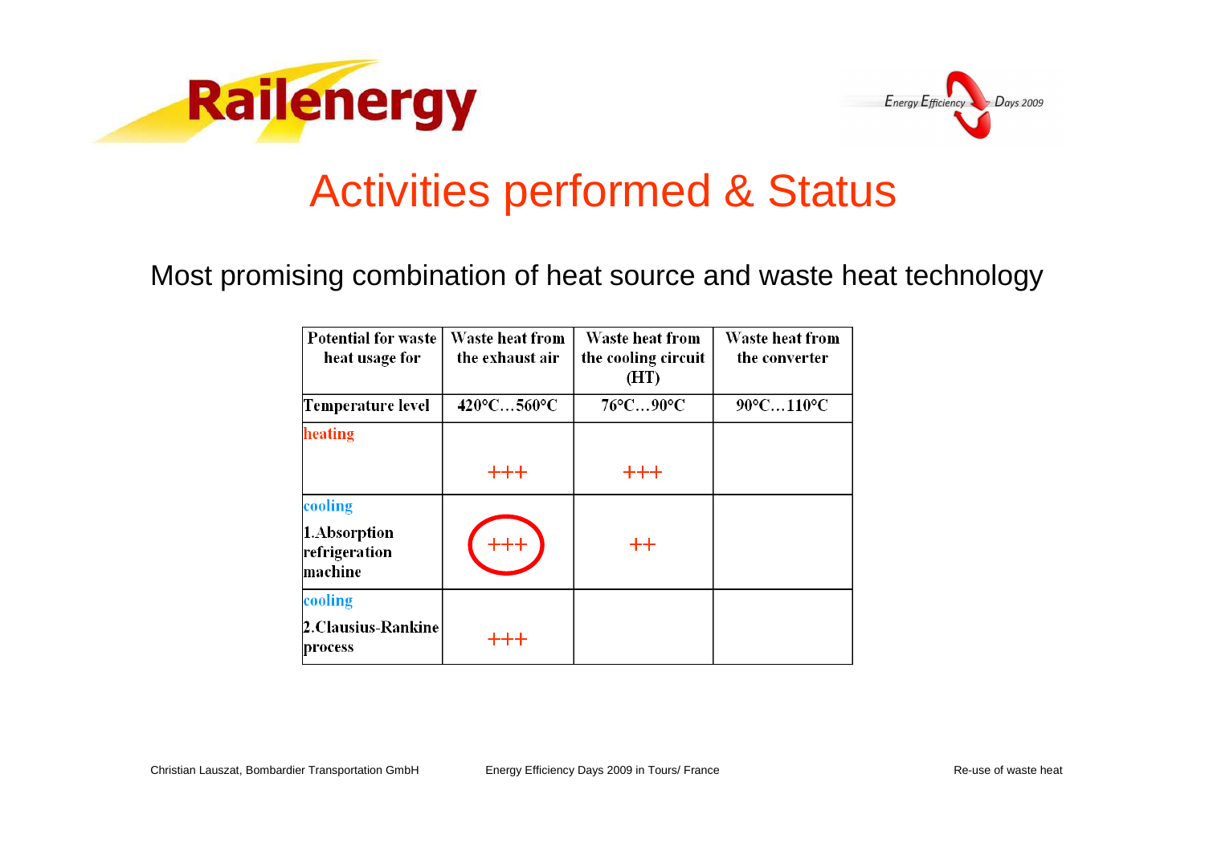# Activities performed & Status

Most promising combination of heat source and waste heat technology

| Potential for waste heat usage for | Waste heat from the exhaust air | Waste heat from the cooling circuit (HT) | Waste heat from the converter |
|---|---|---|---|
| Temperature level | 420°C…560°C | 76°C…90°C | 90°C…110°C |
| heating | +++ | +++ | |
| cooling<br>1.Absorption refrigeration machine | +++ | ++ | |
| cooling<br>2.Clausius-Rankine process | +++ | | |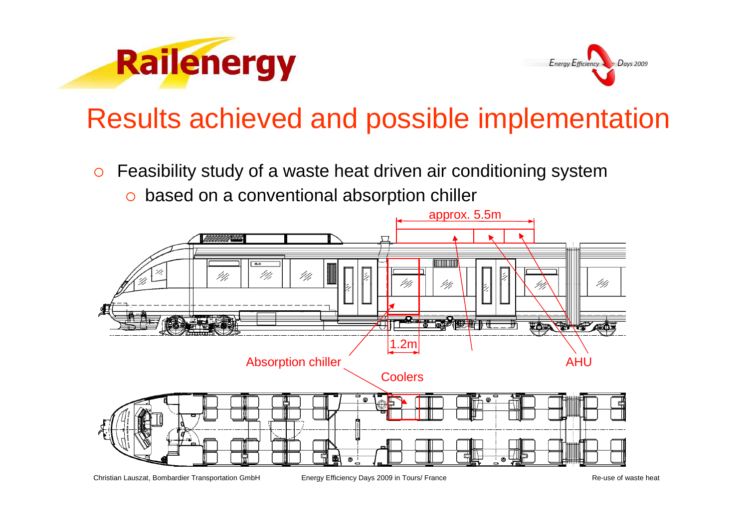# Results achieved and possible implementation

- Feasibility study of a waste heat driven air conditioning system
  - based on a conventional absorption chiller

approx. 5.5m

1.2m

Absorption chiller

Coolers

AHU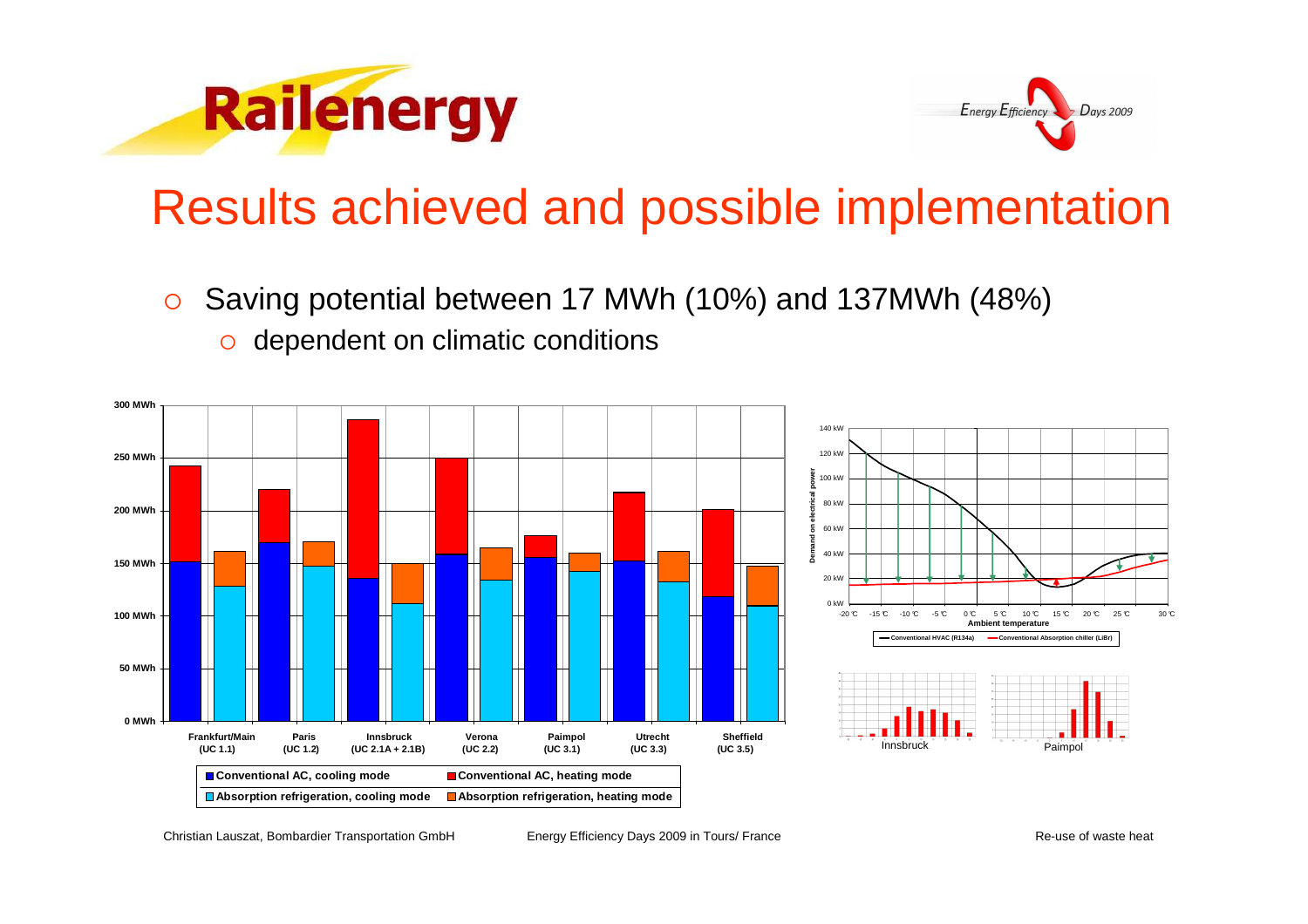# Results achieved and possible implementation

- Saving potential between 17 MWh (10%) and 137MWh (48%)
  - dependent on climatic conditions

300 MWh
250 MWh
200 MWh
150 MWh
100 MWh
50 MWh
0 MWh

Frankfurt/Main (UC 1.1) | Paris (UC 1.2) | Innsbruck (UC 2.1A + 2.1B) | Verona (UC 2.2) | Paimpol (UC 3.1) | Utrecht (UC 3.3) | Sheffield (UC 3.5)

- Conventional AC, cooling mode
- Conventional AC, heating mode
- Absorption refrigeration, cooling mode
- Absorption refrigeration, heating mode

Demand on electrical power

140 kW
120 kW
100 kW
80 kW
60 kW
40 kW
20 kW
0 kW

-20 °C | -15 °C | -10 °C | -5 °C | 0 °C | 5 °C | 10 °C | 15 °C | 20 °C | 25 °C | 30 °C

Ambient temperature

- Conventional HVAC (R134a)
- Conventional Absorption chiller (LiBr)

Innsbruck

Paimpol

Christian Lauszat, Bombardier Transportation GmbH

Energy Efficiency Days 2009 in Tours/ France

Re-use of waste heat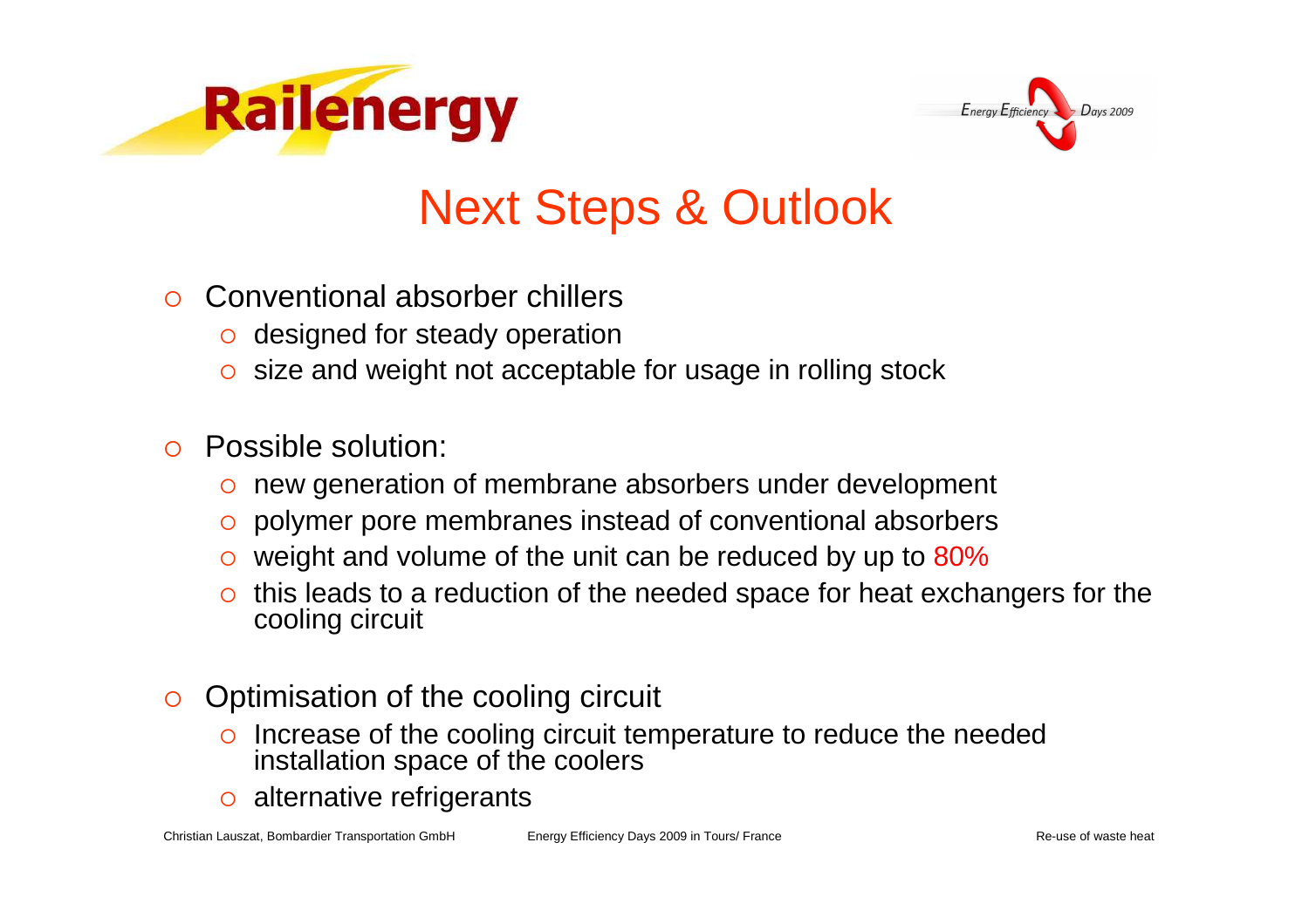# Next Steps & Outlook

- Conventional absorber chillers
  - designed for steady operation
  - size and weight not acceptable for usage in rolling stock

- Possible solution:
  - new generation of membrane absorbers under development
  - polymer pore membranes instead of conventional absorbers
  - weight and volume of the unit can be reduced by up to 80%
  - this leads to a reduction of the needed space for heat exchangers for the cooling circuit

- Optimisation of the cooling circuit
  - Increase of the cooling circuit temperature to reduce the needed installation space of the coolers
  - alternative refrigerants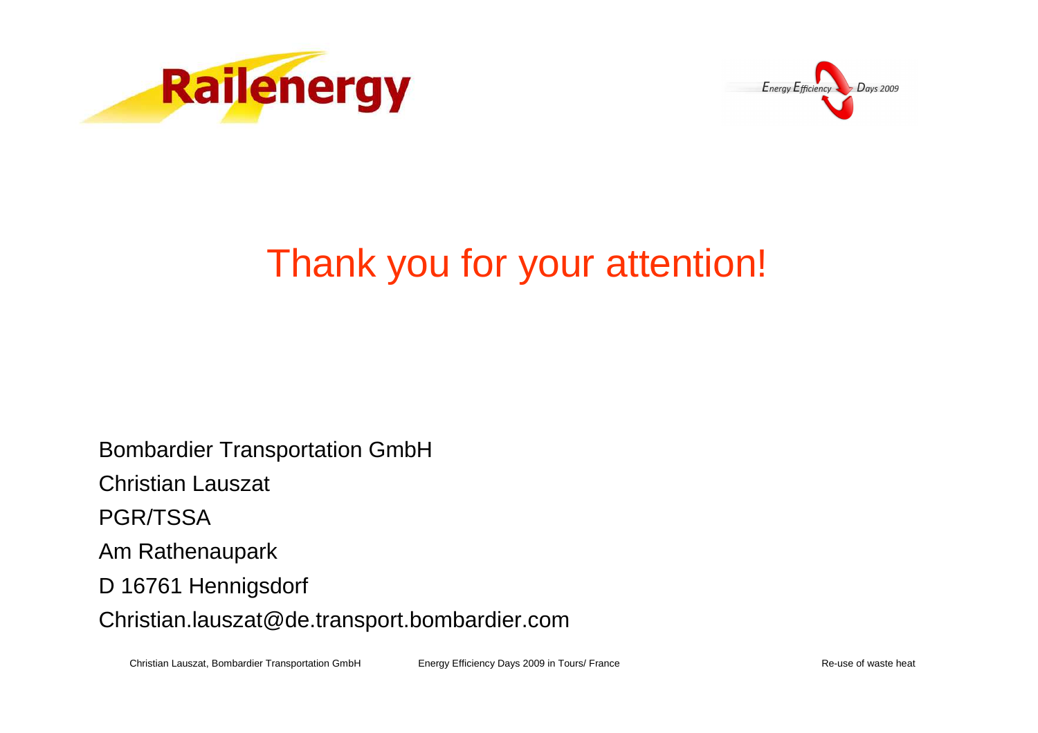# Thank you for your attention!

Bombardier Transportation GmbH

Christian Lauszat

PGR/TSSA

Am Rathenaupark

D 16761 Hennigsdorf

Christian.lauszat@de.transport.bombardier.com